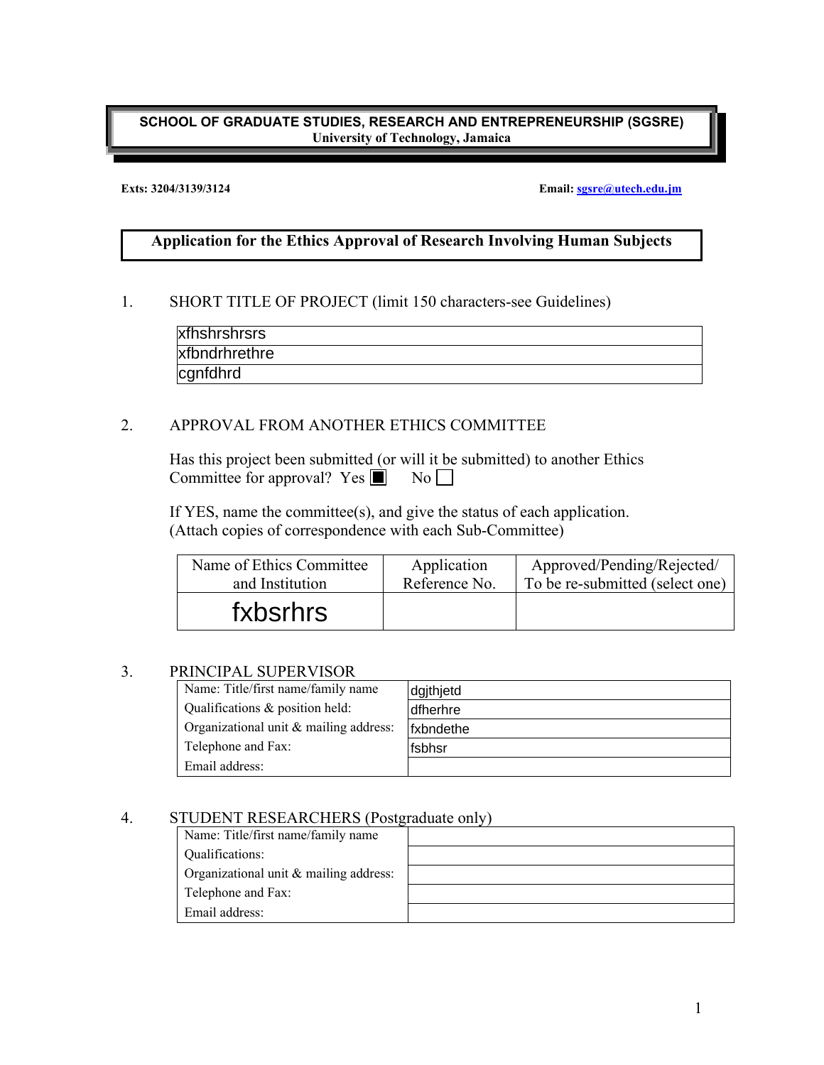**SCHOOL OF GRADUATE STUDIES, RESEARCH AND ENTREPRENEURSHIP (SGSRE)**
**University of Technology, Jamaica**

**Exts: 3204/3139/3124** **Email: sgsre@utech.edu.jm**

## Application for the Ethics Approval of Research Involving Human Subjects

1. SHORT TITLE OF PROJECT (limit 150 characters-see Guidelines)

| xfhshrshrsrs |
|---|
| xfbndrhrethre |
| cgnfdhrd |

2. APPROVAL FROM ANOTHER ETHICS COMMITTEE

Has this project been submitted (or will it be submitted) to another Ethics Committee for approval? Yes ■ No ☐

If YES, name the committee(s), and give the status of each application. (Attach copies of correspondence with each Sub-Committee)

| Name of Ethics Committee and Institution | Application Reference No. | Approved/Pending/Rejected/ To be re-submitted (select one) |
|---|---|---|
| fxbsrhrs | | |

3. PRINCIPAL SUPERVISOR

| | |
|---|---|
| Name: Title/first name/family name | dgjthjetd |
| Qualifications & position held: | dfherhre |
| Organizational unit & mailing address: | fxbndethe |
| Telephone and Fax: | fsbhsr |
| Email address: | |

4. STUDENT RESEARCHERS (Postgraduate only)

| | |
|---|---|
| Name: Title/first name/family name | |
| Qualifications: | |
| Organizational unit & mailing address: | |
| Telephone and Fax: | |
| Email address: | |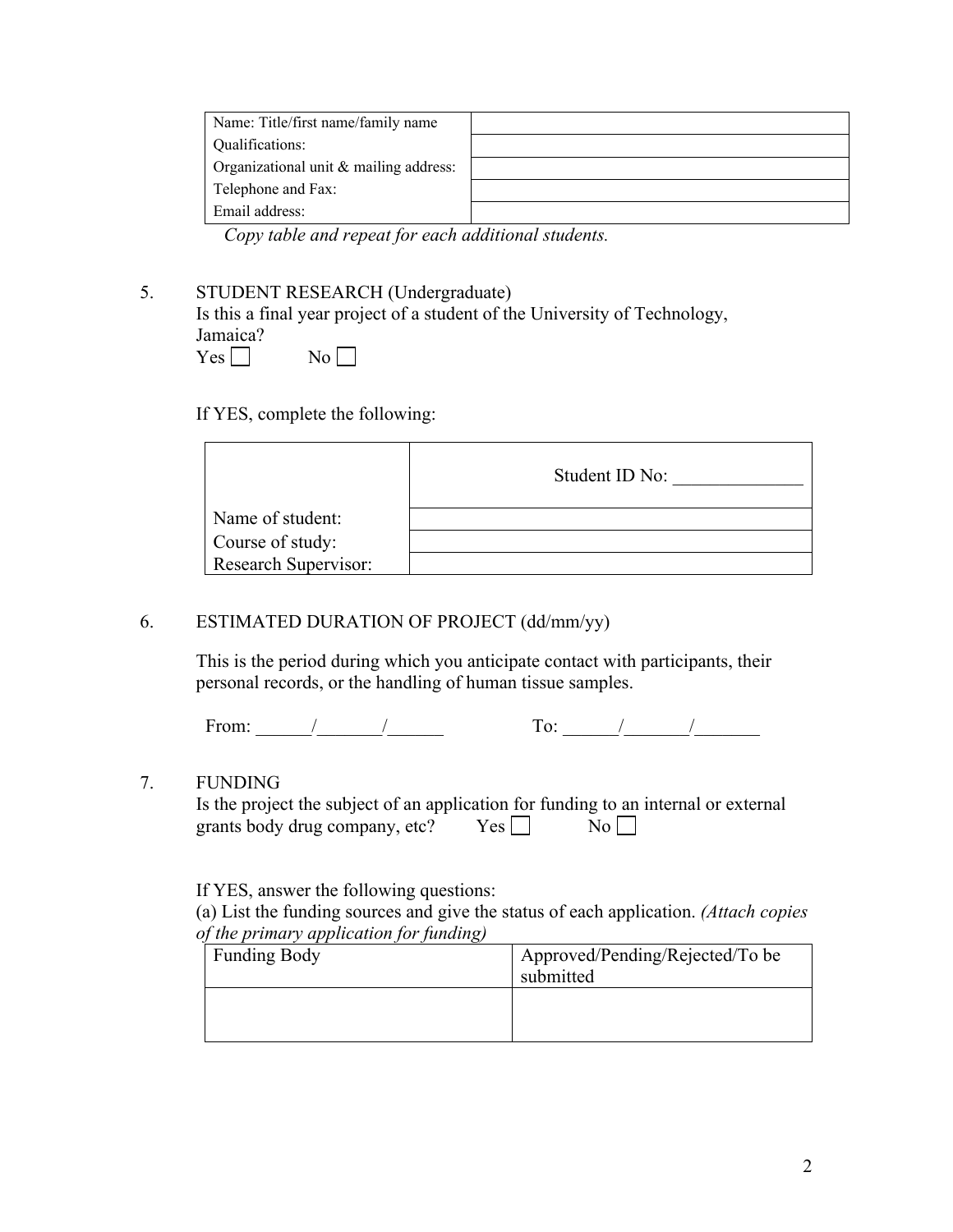| | |
|---|---|
| Name: Title/first name/family name | |
| Qualifications: | |
| Organizational unit & mailing address: | |
| Telephone and Fax: | |
| Email address: | |

*Copy table and repeat for each additional students.*

5. STUDENT RESEARCH (Undergraduate)
   Is this a final year project of a student of the University of Technology, Jamaica?
   Yes ☐ No ☐

   If YES, complete the following:

| | |
|---|---|
| | Student ID No: ______________ |
| Name of student: | |
| Course of study: | |
| Research Supervisor: | |

6. ESTIMATED DURATION OF PROJECT (dd/mm/yy)

   This is the period during which you anticipate contact with participants, their personal records, or the handling of human tissue samples.

   From: ______/_______/______ To: ______/_______/_______

7. FUNDING
   Is the project the subject of an application for funding to an internal or external grants body drug company, etc? Yes ☐ No ☐

   If YES, answer the following questions:
   (a) List the funding sources and give the status of each application. *(Attach copies of the primary application for funding)*

| Funding Body | Approved/Pending/Rejected/To be submitted |
|---|---|
| | |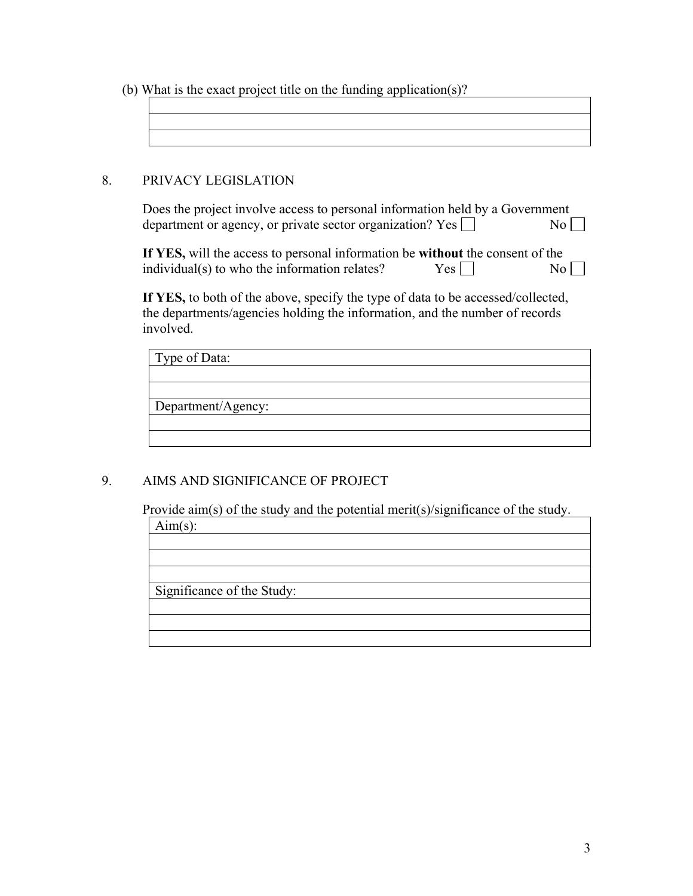(b) What is the exact project title on the funding application(s)?

| |
|---|
| |
| |
| |

## 8. PRIVACY LEGISLATION

Does the project involve access to personal information held by a Government department or agency, or private sector organization? Yes ☐ No ☐

**If YES,** will the access to personal information be **without** the consent of the individual(s) to who the information relates? Yes ☐ No ☐

**If YES,** to both of the above, specify the type of data to be accessed/collected, the departments/agencies holding the information, and the number of records involved.

| Type of Data: |
|---|
| |
| |
| Department/Agency: |
| |
| |

## 9. AIMS AND SIGNIFICANCE OF PROJECT

Provide aim(s) of the study and the potential merit(s)/significance of the study.

| Aim(s): |
|---|
| |
| |
| |
| Significance of the Study: |
| |
| |
| |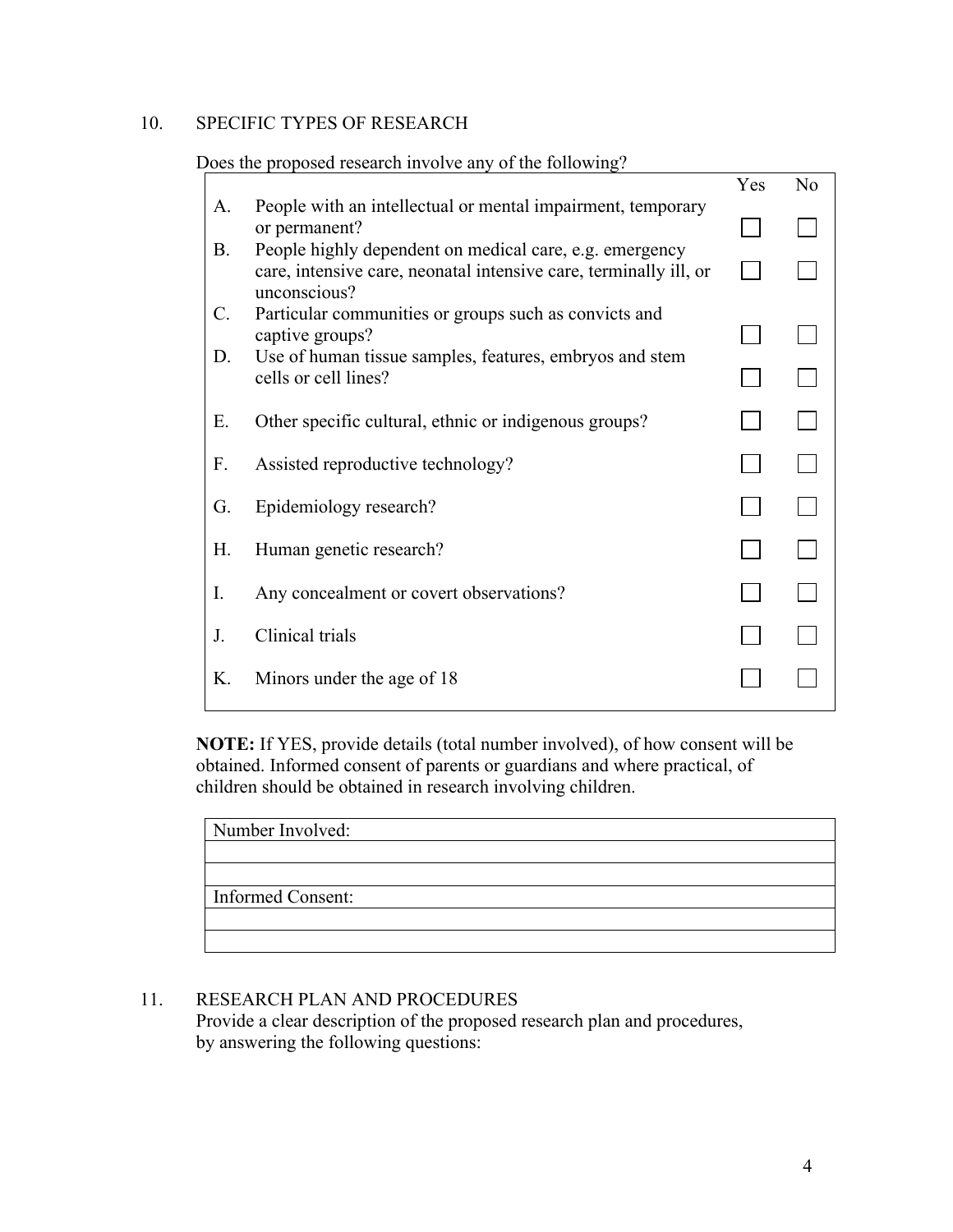## 10. SPECIFIC TYPES OF RESEARCH

Does the proposed research involve any of the following?

| | | Yes | No |
|---|---|---|---|
| A. | People with an intellectual or mental impairment, temporary or permanent? | ☐ | ☐ |
| B. | People highly dependent on medical care, e.g. emergency care, intensive care, neonatal intensive care, terminally ill, or unconscious? | ☐ | ☐ |
| C. | Particular communities or groups such as convicts and captive groups? | ☐ | ☐ |
| D. | Use of human tissue samples, features, embryos and stem cells or cell lines? | ☐ | ☐ |
| E. | Other specific cultural, ethnic or indigenous groups? | ☐ | ☐ |
| F. | Assisted reproductive technology? | ☐ | ☐ |
| G. | Epidemiology research? | ☐ | ☐ |
| H. | Human genetic research? | ☐ | ☐ |
| I. | Any concealment or covert observations? | ☐ | ☐ |
| J. | Clinical trials | ☐ | ☐ |
| K. | Minors under the age of 18 | ☐ | ☐ |

**NOTE:** If YES, provide details (total number involved), of how consent will be obtained. Informed consent of parents or guardians and where practical, of children should be obtained in research involving children.

| Number Involved: |
|---|
| |
| |
| Informed Consent: |
| |
| |

## 11. RESEARCH PLAN AND PROCEDURES

Provide a clear description of the proposed research plan and procedures, by answering the following questions: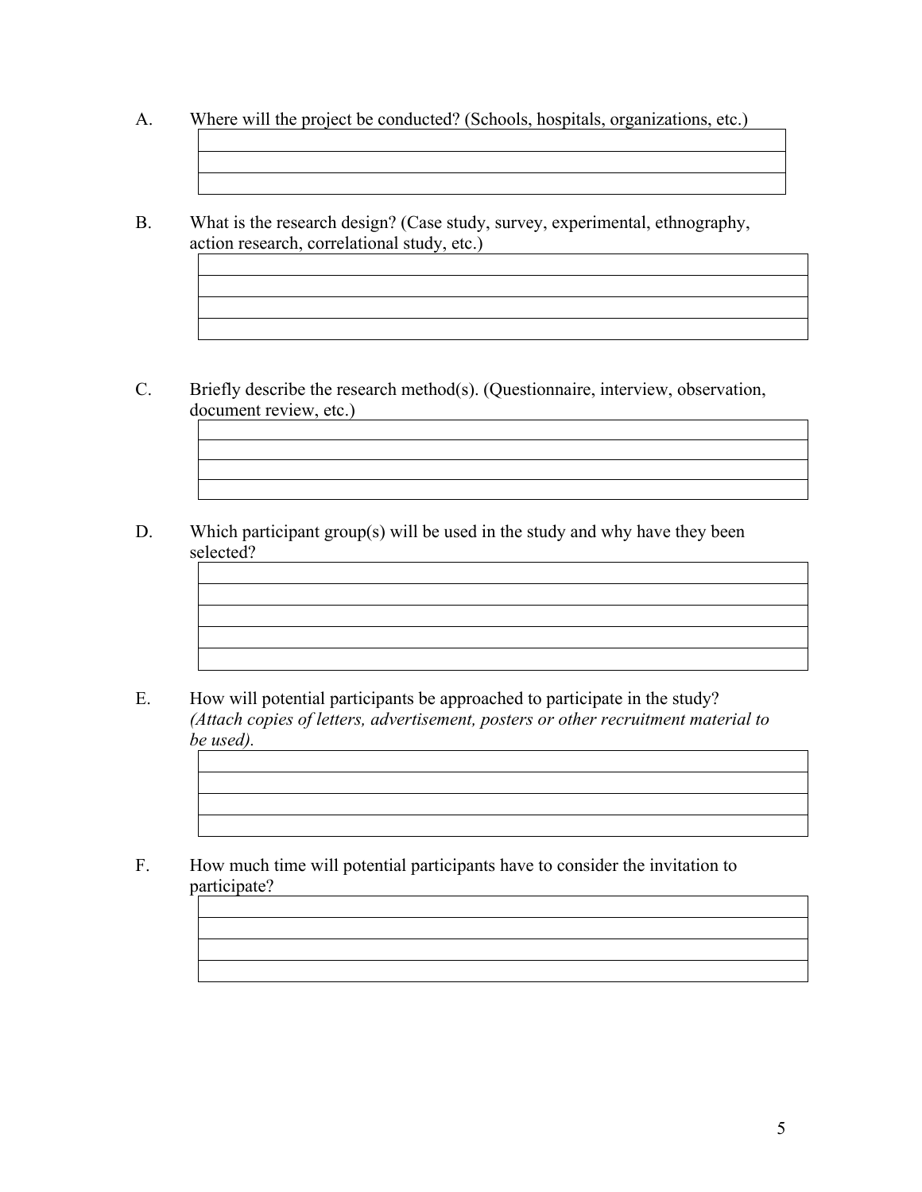A. Where will the project be conducted? (Schools, hospitals, organizations, etc.)

| |
|---|
| |
| |

B. What is the research design? (Case study, survey, experimental, ethnography, action research, correlational study, etc.)

| |
|---|
| |
| |
| |

C. Briefly describe the research method(s). (Questionnaire, interview, observation, document review, etc.)

| |
|---|
| |
| |
| |

D. Which participant group(s) will be used in the study and why have they been selected?

| |
|---|
| |
| |
| |
| |

E. How will potential participants be approached to participate in the study? *(Attach copies of letters, advertisement, posters or other recruitment material to be used).*

| |
|---|
| |
| |
| |

F. How much time will potential participants have to consider the invitation to participate?

| |
|---|
| |
| |
| |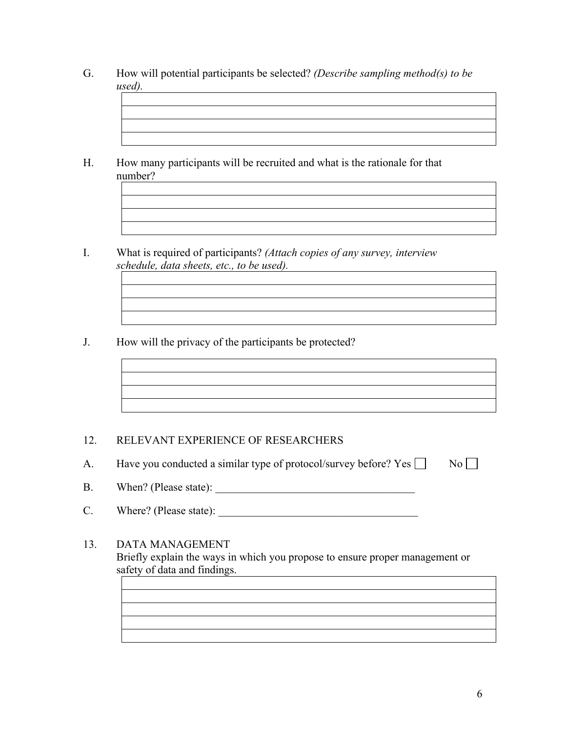G. How will potential participants be selected? *(Describe sampling method(s) to be used).*

| |
|---|
| |
| |
| |

H. How many participants will be recruited and what is the rationale for that number?

| |
|---|
| |
| |
| |

I. What is required of participants? *(Attach copies of any survey, interview schedule, data sheets, etc., to be used).*

| |
|---|
| |
| |
| |

J. How will the privacy of the participants be protected?

| |
|---|
| |
| |
| |

12. RELEVANT EXPERIENCE OF RESEARCHERS

A. Have you conducted a similar type of protocol/survey before? Yes ☐ No ☐

B. When? (Please state): ____________________________________

C. Where? (Please state): ____________________________________

13. DATA MANAGEMENT

Briefly explain the ways in which you propose to ensure proper management or safety of data and findings.

| |
|---|
| |
| |
| |
| |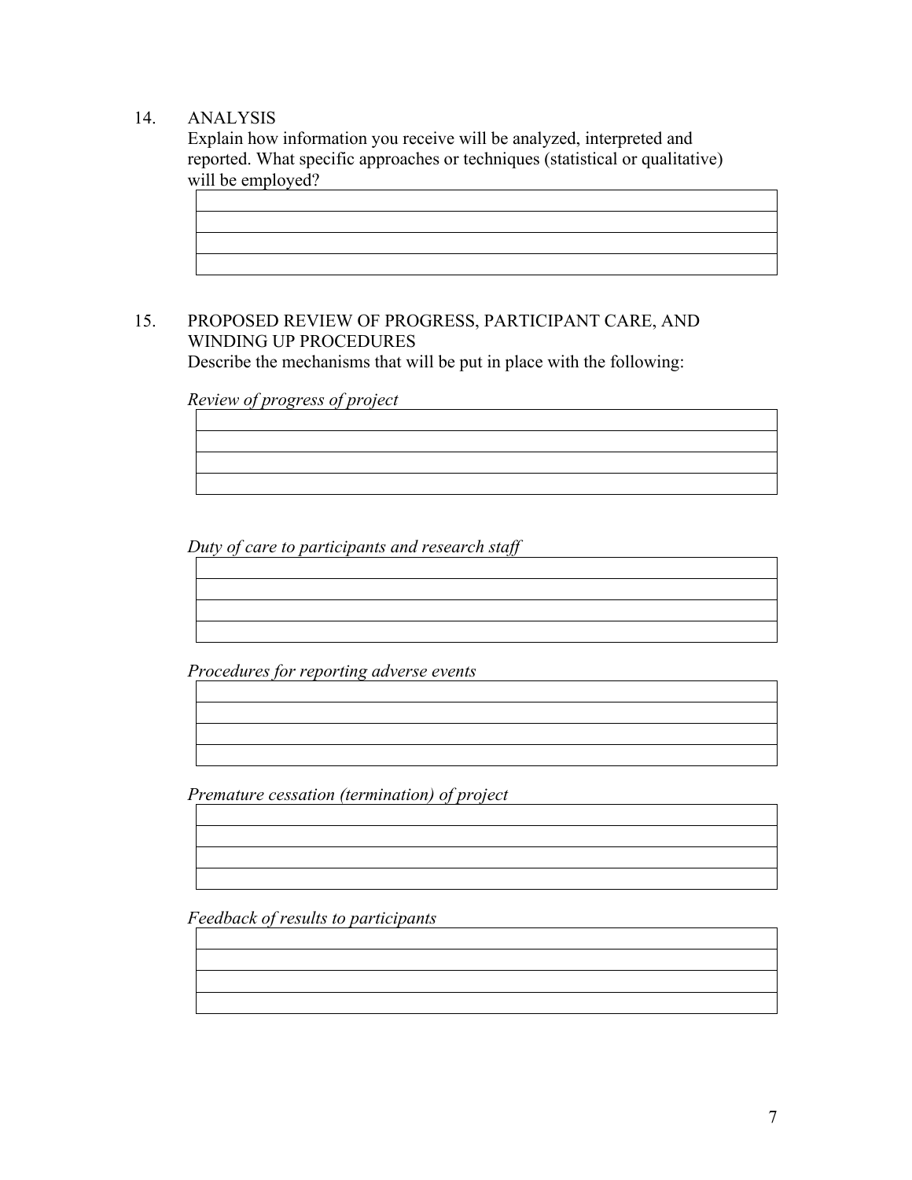## 14. ANALYSIS

Explain how information you receive will be analyzed, interpreted and reported. What specific approaches or techniques (statistical or qualitative) will be employed?

| |
|---|
| |
| |
| |

## 15. PROPOSED REVIEW OF PROGRESS, PARTICIPANT CARE, AND WINDING UP PROCEDURES

Describe the mechanisms that will be put in place with the following:

*Review of progress of project*

| |
|---|
| |
| |
| |

*Duty of care to participants and research staff*

| |
|---|
| |
| |
| |

*Procedures for reporting adverse events*

| |
|---|
| |
| |
| |

*Premature cessation (termination) of project*

| |
|---|
| |
| |
| |

*Feedback of results to participants*

| |
|---|
| |
| |
| |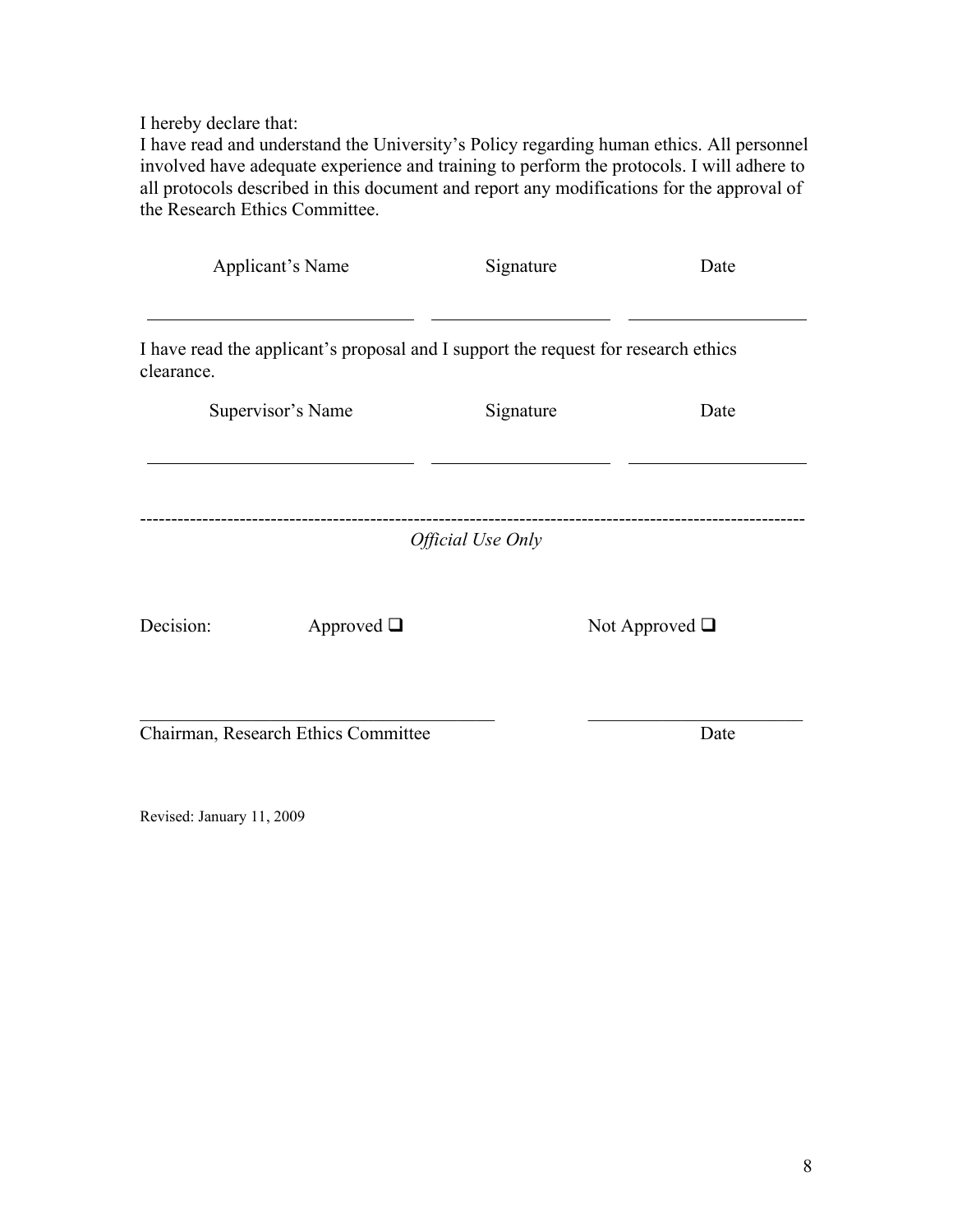I hereby declare that:
I have read and understand the University's Policy regarding human ethics. All personnel involved have adequate experience and training to perform the protocols. I will adhere to all protocols described in this document and report any modifications for the approval of the Research Ethics Committee.

| Applicant's Name | Signature | Date |
| --- | --- | --- |
| \_\_\_\_\_\_\_\_\_\_\_\_\_\_\_\_\_\_\_\_\_\_\_\_\_\_\_\_ | \_\_\_\_\_\_\_\_\_\_\_\_\_\_\_\_\_\_\_ | \_\_\_\_\_\_\_\_\_\_\_\_\_\_\_\_\_\_\_ |

I have read the applicant's proposal and I support the request for research ethics clearance.

| Supervisor's Name | Signature | Date |
| --- | --- | --- |
| \_\_\_\_\_\_\_\_\_\_\_\_\_\_\_\_\_\_\_\_\_\_\_\_\_\_\_\_ | \_\_\_\_\_\_\_\_\_\_\_\_\_\_\_\_\_\_\_ | \_\_\_\_\_\_\_\_\_\_\_\_\_\_\_\_\_\_\_ |

---

*Official Use Only*

Decision: Approved ❑ Not Approved ❑

\_\_\_\_\_\_\_\_\_\_\_\_\_\_\_\_\_\_\_\_\_\_\_\_\_\_\_\_\_\_\_\_\_\_\_\_\_ \_\_\_\_\_\_\_\_\_\_\_\_\_\_\_\_\_\_\_\_\_\_

Chairman, Research Ethics Committee Date

Revised: January 11, 2009